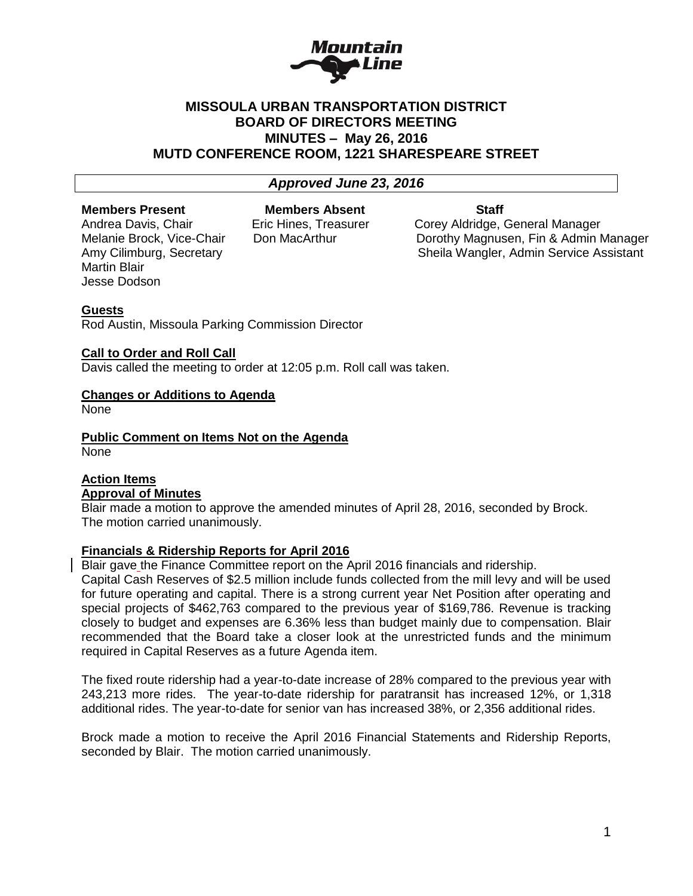# MISSOULA URBAN TRANSPORTATION DISTRICT
## BOARD OF DIRECTORS MEETING
## MINUTES – May 26, 2016
## MUTD CONFERENCE ROOM, 1221 SHARESPEARE STREET

***Approved June 23, 2016***

| Members Present | Members Absent | Staff |
| --- | --- | --- |
| Andrea Davis, Chair | Eric Hines, Treasurer | Corey Aldridge, General Manager |
| Melanie Brock, Vice-Chair | Don MacArthur | Dorothy Magnusen, Fin & Admin Manager |
| Amy Cilimburg, Secretary | | Sheila Wangler, Admin Service Assistant |
| Martin Blair | | |
| Jesse Dodson | | |

**Guests**

Rod Austin, Missoula Parking Commission Director

**Call to Order and Roll Call**

Davis called the meeting to order at 12:05 p.m. Roll call was taken.

**Changes or Additions to Agenda**

None

**Public Comment on Items Not on the Agenda**

None

**Action Items**

**Approval of Minutes**

Blair made a motion to approve the amended minutes of April 28, 2016, seconded by Brock. The motion carried unanimously.

**Financials & Ridership Reports for April 2016**

Blair gave the Finance Committee report on the April 2016 financials and ridership. Capital Cash Reserves of $2.5 million include funds collected from the mill levy and will be used for future operating and capital. There is a strong current year Net Position after operating and special projects of $462,763 compared to the previous year of $169,786. Revenue is tracking closely to budget and expenses are 6.36% less than budget mainly due to compensation. Blair recommended that the Board take a closer look at the unrestricted funds and the minimum required in Capital Reserves as a future Agenda item.

The fixed route ridership had a year-to-date increase of 28% compared to the previous year with 243,213 more rides. The year-to-date ridership for paratransit has increased 12%, or 1,318 additional rides. The year-to-date for senior van has increased 38%, or 2,356 additional rides.

Brock made a motion to receive the April 2016 Financial Statements and Ridership Reports, seconded by Blair. The motion carried unanimously.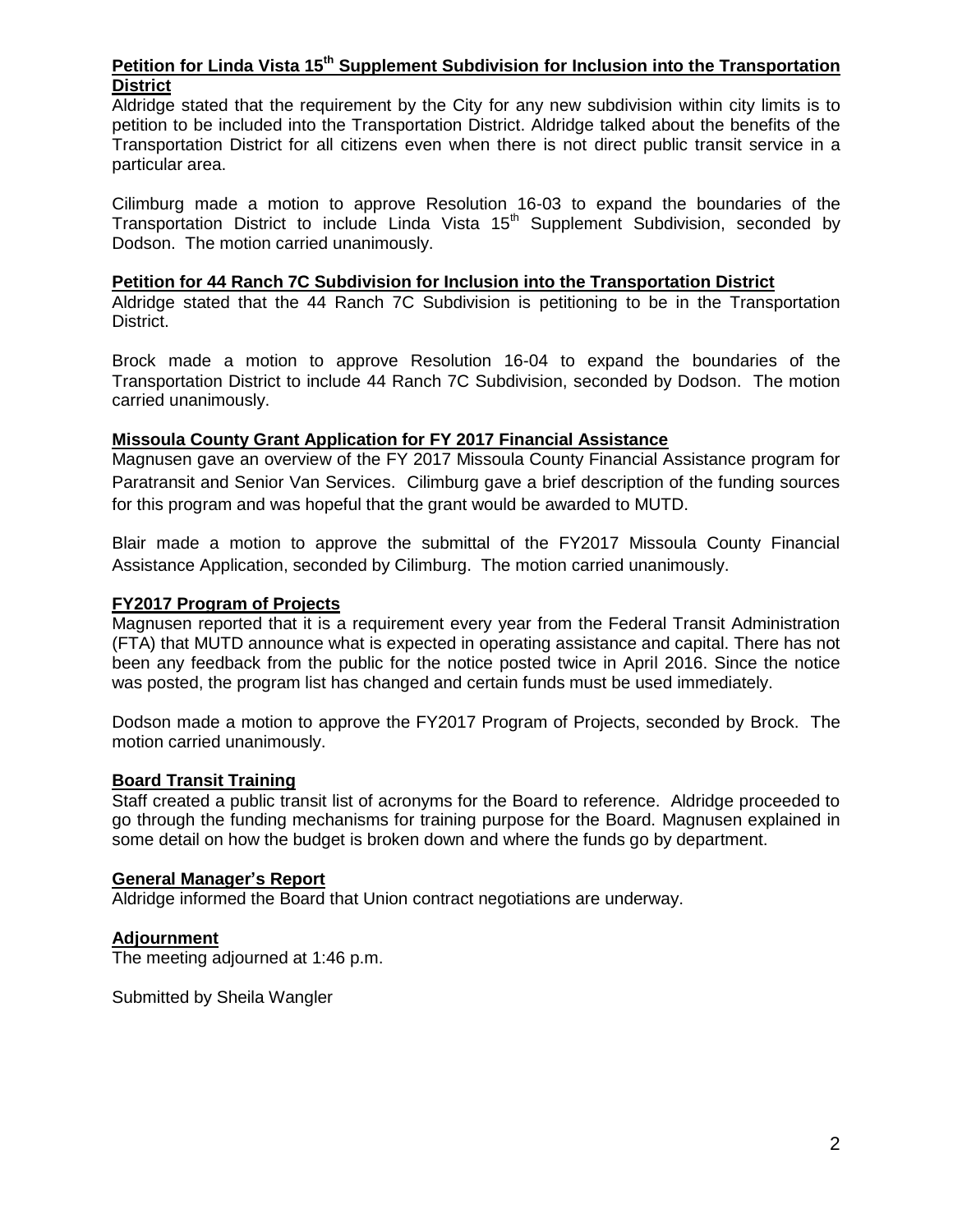**Petition for Linda Vista 15th Supplement Subdivision for Inclusion into the Transportation District**

Aldridge stated that the requirement by the City for any new subdivision within city limits is to petition to be included into the Transportation District. Aldridge talked about the benefits of the Transportation District for all citizens even when there is not direct public transit service in a particular area.

Cilimburg made a motion to approve Resolution 16-03 to expand the boundaries of the Transportation District to include Linda Vista 15th Supplement Subdivision, seconded by Dodson. The motion carried unanimously.

**Petition for 44 Ranch 7C Subdivision for Inclusion into the Transportation District**

Aldridge stated that the 44 Ranch 7C Subdivision is petitioning to be in the Transportation District.

Brock made a motion to approve Resolution 16-04 to expand the boundaries of the Transportation District to include 44 Ranch 7C Subdivision, seconded by Dodson. The motion carried unanimously.

**Missoula County Grant Application for FY 2017 Financial Assistance**

Magnusen gave an overview of the FY 2017 Missoula County Financial Assistance program for Paratransit and Senior Van Services. Cilimburg gave a brief description of the funding sources for this program and was hopeful that the grant would be awarded to MUTD.

Blair made a motion to approve the submittal of the FY2017 Missoula County Financial Assistance Application, seconded by Cilimburg. The motion carried unanimously.

**FY2017 Program of Projects**

Magnusen reported that it is a requirement every year from the Federal Transit Administration (FTA) that MUTD announce what is expected in operating assistance and capital. There has not been any feedback from the public for the notice posted twice in April 2016. Since the notice was posted, the program list has changed and certain funds must be used immediately.

Dodson made a motion to approve the FY2017 Program of Projects, seconded by Brock. The motion carried unanimously.

**Board Transit Training**

Staff created a public transit list of acronyms for the Board to reference. Aldridge proceeded to go through the funding mechanisms for training purpose for the Board. Magnusen explained in some detail on how the budget is broken down and where the funds go by department.

**General Manager's Report**

Aldridge informed the Board that Union contract negotiations are underway.

**Adjournment**

The meeting adjourned at 1:46 p.m.

Submitted by Sheila Wangler